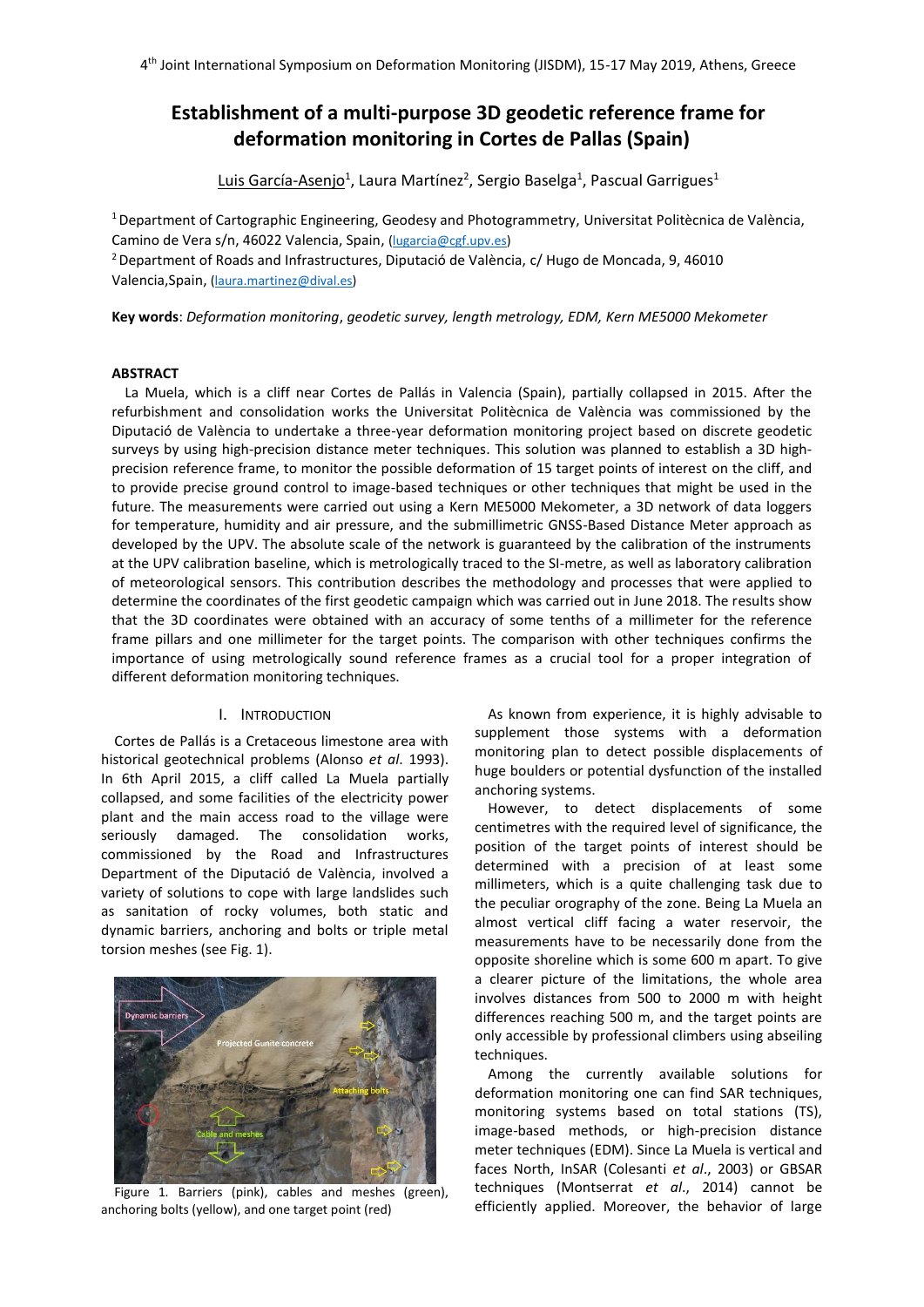# Establishment of a multi-purpose 3D geodetic reference frame for deformation monitoring in Cortes de Pallas (Spain)

Luis García-Asenjo[1], Laura Martínez[2], Sergio Baselga[1], Pascual Garrigues[1]

[1] Department of Cartographic Engineering, Geodesy and Photogrammetry, Universitat Politècnica de València, Camino de Vera s/n, 46022 Valencia, Spain, (lugarcia@cgf.upv.es)

[2] Department of Roads and Infrastructures, Diputació de València, c/ Hugo de Moncada, 9, 46010 Valencia,Spain, (laura.martinez@dival.es)

**Key words**: *Deformation monitoring, geodetic survey, length metrology, EDM, Kern ME5000 Mekometer*

## ABSTRACT

La Muela, which is a cliff near Cortes de Pallás in Valencia (Spain), partially collapsed in 2015. After the refurbishment and consolidation works the Universitat Politècnica de València was commissioned by the Diputació de València to undertake a three-year deformation monitoring project based on discrete geodetic surveys by using high-precision distance meter techniques. This solution was planned to establish a 3D high-precision reference frame, to monitor the possible deformation of 15 target points of interest on the cliff, and to provide precise ground control to image-based techniques or other techniques that might be used in the future. The measurements were carried out using a Kern ME5000 Mekometer, a 3D network of data loggers for temperature, humidity and air pressure, and the submillimetric GNSS-Based Distance Meter approach as developed by the UPV. The absolute scale of the network is guaranteed by the calibration of the instruments at the UPV calibration baseline, which is metrologically traced to the SI-metre, as well as laboratory calibration of meteorological sensors. This contribution describes the methodology and processes that were applied to determine the coordinates of the first geodetic campaign which was carried out in June 2018. The results show that the 3D coordinates were obtained with an accuracy of some tenths of a millimeter for the reference frame pillars and one millimeter for the target points. The comparison with other techniques confirms the importance of using metrologically sound reference frames as a crucial tool for a proper integration of different deformation monitoring techniques.

## I. INTRODUCTION

Cortes de Pallás is a Cretaceous limestone area with historical geotechnical problems (Alonso *et al*. 1993). In 6th April 2015, a cliff called La Muela partially collapsed, and some facilities of the electricity power plant and the main access road to the village were seriously damaged. The consolidation works, commissioned by the Road and Infrastructures Department of the Diputació de València, involved a variety of solutions to cope with large landslides such as sanitation of rocky volumes, both static and dynamic barriers, anchoring and bolts or triple metal torsion meshes (see Fig. 1).

Figure 1. Barriers (pink), cables and meshes (green), anchoring bolts (yellow), and one target point (red)

As known from experience, it is highly advisable to supplement those systems with a deformation monitoring plan to detect possible displacements of huge boulders or potential dysfunction of the installed anchoring systems.

However, to detect displacements of some centimetres with the required level of significance, the position of the target points of interest should be determined with a precision of at least some millimeters, which is a quite challenging task due to the peculiar orography of the zone. Being La Muela an almost vertical cliff facing a water reservoir, the measurements have to be necessarily done from the opposite shoreline which is some 600 m apart. To give a clearer picture of the limitations, the whole area involves distances from 500 to 2000 m with height differences reaching 500 m, and the target points are only accessible by professional climbers using abseiling techniques.

Among the currently available solutions for deformation monitoring one can find SAR techniques, monitoring systems based on total stations (TS), image-based methods, or high-precision distance meter techniques (EDM). Since La Muela is vertical and faces North, InSAR (Colesanti *et al*., 2003) or GBSAR techniques (Montserrat *et al*., 2014) cannot be efficiently applied. Moreover, the behavior of large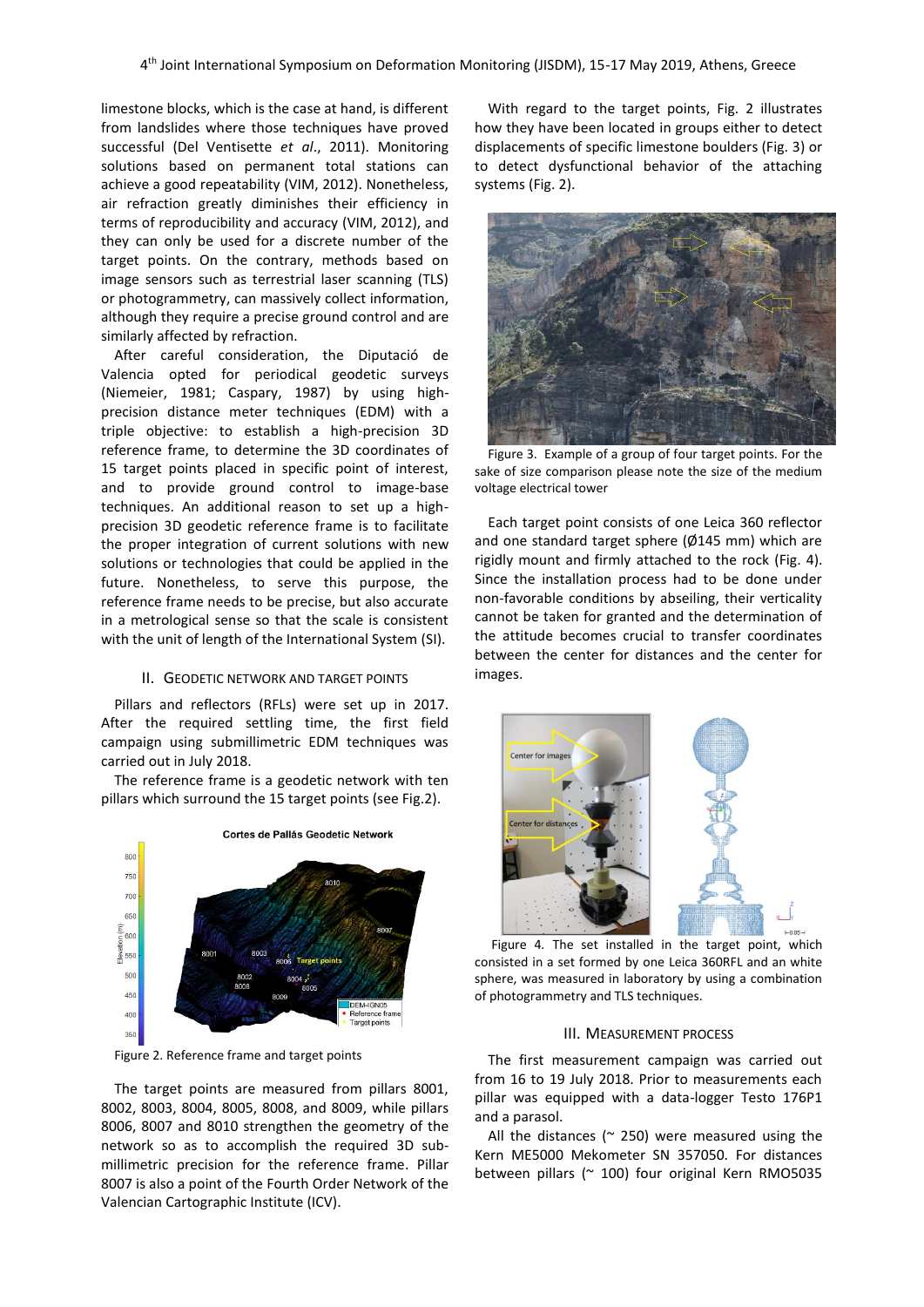limestone blocks, which is the case at hand, is different from landslides where those techniques have proved successful (Del Ventisette *et al*., 2011). Monitoring solutions based on permanent total stations can achieve a good repeatability (VIM, 2012). Nonetheless, air refraction greatly diminishes their efficiency in terms of reproducibility and accuracy (VIM, 2012), and they can only be used for a discrete number of the target points. On the contrary, methods based on image sensors such as terrestrial laser scanning (TLS) or photogrammetry, can massively collect information, although they require a precise ground control and are similarly affected by refraction.

After careful consideration, the Diputació de Valencia opted for periodical geodetic surveys (Niemeier, 1981; Caspary, 1987) by using high-precision distance meter techniques (EDM) with a triple objective: to establish a high-precision 3D reference frame, to determine the 3D coordinates of 15 target points placed in specific point of interest, and to provide ground control to image-base techniques. An additional reason to set up a high-precision 3D geodetic reference frame is to facilitate the proper integration of current solutions with new solutions or technologies that could be applied in the future. Nonetheless, to serve this purpose, the reference frame needs to be precise, but also accurate in a metrological sense so that the scale is consistent with the unit of length of the International System (SI).

## II. Geodetic Network and Target Points

Pillars and reflectors (RFLs) were set up in 2017. After the required settling time, the first field campaign using submillimetric EDM techniques was carried out in July 2018.

The reference frame is a geodetic network with ten pillars which surround the 15 target points (see Fig.2).

Figure 2. Reference frame and target points

The target points are measured from pillars 8001, 8002, 8003, 8004, 8005, 8008, and 8009, while pillars 8006, 8007 and 8010 strengthen the geometry of the network so as to accomplish the required 3D sub-millimetric precision for the reference frame. Pillar 8007 is also a point of the Fourth Order Network of the Valencian Cartographic Institute (ICV).

With regard to the target points, Fig. 2 illustrates how they have been located in groups either to detect displacements of specific limestone boulders (Fig. 3) or to detect dysfunctional behavior of the attaching systems (Fig. 2).

Figure 3. Example of a group of four target points. For the sake of size comparison please note the size of the medium voltage electrical tower

Each target point consists of one Leica 360 reflector and one standard target sphere (Ø145 mm) which are rigidly mount and firmly attached to the rock (Fig. 4). Since the installation process had to be done under non-favorable conditions by abseiling, their verticality cannot be taken for granted and the determination of the attitude becomes crucial to transfer coordinates between the center for distances and the center for images.

Figure 4. The set installed in the target point, which consisted in a set formed by one Leica 360RFL and an white sphere, was measured in laboratory by using a combination of photogrammetry and TLS techniques.

## III. Measurement Process

The first measurement campaign was carried out from 16 to 19 July 2018. Prior to measurements each pillar was equipped with a data-logger Testo 176P1 and a parasol.

All the distances (~ 250) were measured using the Kern ME5000 Mekometer SN 357050. For distances between pillars (~ 100) four original Kern RMO5035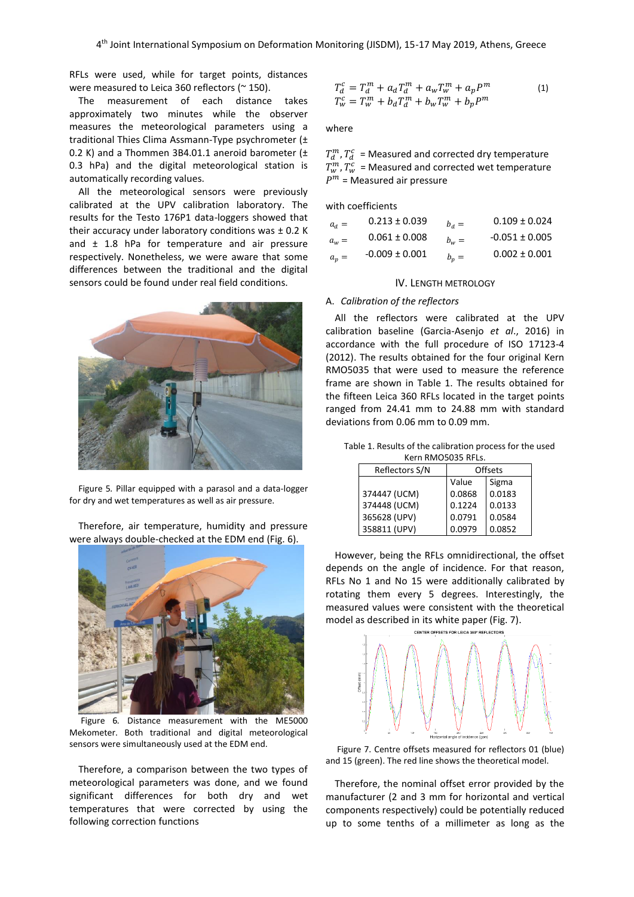RFLs were used, while for target points, distances were measured to Leica 360 reflectors (~ 150).

The measurement of each distance takes approximately two minutes while the observer measures the meteorological parameters using a traditional Thies Clima Assmann-Type psychrometer (± 0.2 K) and a Thommen 3B4.01.1 aneroid barometer (± 0.3 hPa) and the digital meteorological station is automatically recording values.

All the meteorological sensors were previously calibrated at the UPV calibration laboratory. The results for the Testo 176P1 data-loggers showed that their accuracy under laboratory conditions was ± 0.2 K and ± 1.8 hPa for temperature and air pressure respectively. Nonetheless, we were aware that some differences between the traditional and the digital sensors could be found under real field conditions.

Figure 5. Pillar equipped with a parasol and a data-logger for dry and wet temperatures as well as air pressure.

Therefore, air temperature, humidity and pressure were always double-checked at the EDM end (Fig. 6).

Figure 6. Distance measurement with the ME5000 Mekometer. Both traditional and digital meteorological sensors were simultaneously used at the EDM end.

Therefore, a comparison between the two types of meteorological parameters was done, and we found significant differences for both dry and wet temperatures that were corrected by using the following correction functions

$$
\begin{aligned}
T_d^c &= T_d^m + a_d T_d^m + a_w T_w^m + a_p P^m \\
T_w^c &= T_w^m + b_d T_d^m + b_w T_w^m + b_p P^m
\end{aligned}
\tag{1}
$$

where

$T_d^m, T_d^c$ = Measured and corrected dry temperature
$T_w^m, T_w^c$ = Measured and corrected wet temperature
$P^m$ = Measured air pressure

with coefficients

| | | | |
|---|---|---|---|
| $a_d =$ | 0.213 ± 0.039 | $b_d =$ | 0.109 ± 0.024 |
| $a_w =$ | 0.061 ± 0.008 | $b_w =$ | -0.051 ± 0.005 |
| $a_p =$ | -0.009 ± 0.001 | $b_p =$ | 0.002 ± 0.001 |

## IV. Length Metrology

### A. *Calibration of the reflectors*

All the reflectors were calibrated at the UPV calibration baseline (Garcia-Asenjo *et al.*, 2016) in accordance with the full procedure of ISO 17123-4 (2012). The results obtained for the four original Kern RMO5035 that were used to measure the reference frame are shown in Table 1. The results obtained for the fifteen Leica 360 RFLs located in the target points ranged from 24.41 mm to 24.88 mm with standard deviations from 0.06 mm to 0.09 mm.

Table 1. Results of the calibration process for the used Kern RMO5035 RFLs.

| Reflectors S/N | Offsets | |
|---|---|---|
| | Value | Sigma |
| 374447 (UCM) | 0.0868 | 0.0183 |
| 374448 (UCM) | 0.1224 | 0.0133 |
| 365628 (UPV) | 0.0791 | 0.0584 |
| 358811 (UPV) | 0.0979 | 0.0852 |

However, being the RFLs omnidirectional, the offset depends on the angle of incidence. For that reason, RFLs No 1 and No 15 were additionally calibrated by rotating them every 5 degrees. Interestingly, the measured values were consistent with the theoretical model as described in its white paper (Fig. 7).

Figure 7. Centre offsets measured for reflectors 01 (blue) and 15 (green). The red line shows the theoretical model.

Therefore, the nominal offset error provided by the manufacturer (2 and 3 mm for horizontal and vertical components respectively) could be potentially reduced up to some tenths of a millimeter as long as the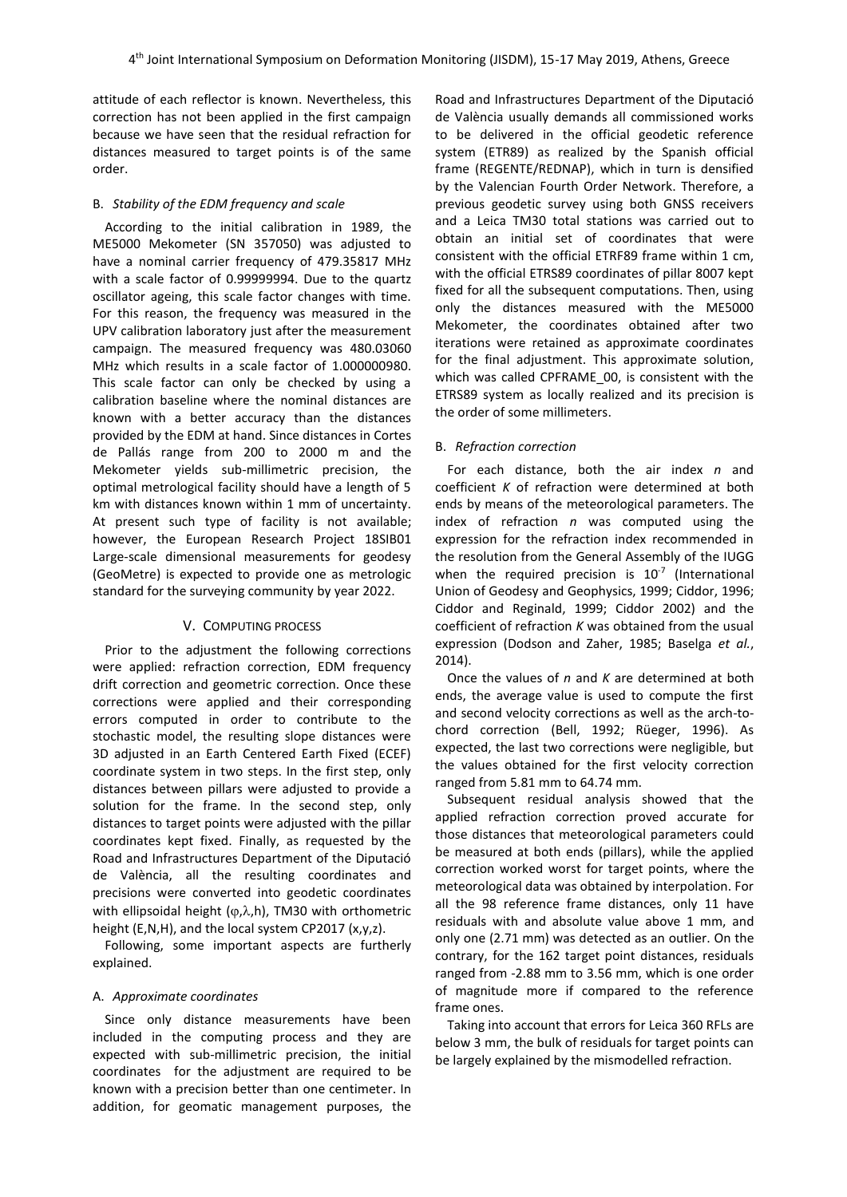attitude of each reflector is known. Nevertheless, this correction has not been applied in the first campaign because we have seen that the residual refraction for distances measured to target points is of the same order.

### B. *Stability of the EDM frequency and scale*

According to the initial calibration in 1989, the ME5000 Mekometer (SN 357050) was adjusted to have a nominal carrier frequency of 479.35817 MHz with a scale factor of 0.99999994. Due to the quartz oscillator ageing, this scale factor changes with time. For this reason, the frequency was measured in the UPV calibration laboratory just after the measurement campaign. The measured frequency was 480.03060 MHz which results in a scale factor of 1.000000980. This scale factor can only be checked by using a calibration baseline where the nominal distances are known with a better accuracy than the distances provided by the EDM at hand. Since distances in Cortes de Pallás range from 200 to 2000 m and the Mekometer yields sub-millimetric precision, the optimal metrological facility should have a length of 5 km with distances known within 1 mm of uncertainty. At present such type of facility is not available; however, the European Research Project 18SIB01 Large-scale dimensional measurements for geodesy (GeoMetre) is expected to provide one as metrologic standard for the surveying community by year 2022.

## V. Computing process

Prior to the adjustment the following corrections were applied: refraction correction, EDM frequency drift correction and geometric correction. Once these corrections were applied and their corresponding errors computed in order to contribute to the stochastic model, the resulting slope distances were 3D adjusted in an Earth Centered Earth Fixed (ECEF) coordinate system in two steps. In the first step, only distances between pillars were adjusted to provide a solution for the frame. In the second step, only distances to target points were adjusted with the pillar coordinates kept fixed. Finally, as requested by the Road and Infrastructures Department of the Diputació de València, all the resulting coordinates and precisions were converted into geodetic coordinates with ellipsoidal height ($\varphi$,$\lambda$,h), TM30 with orthometric height (E,N,H), and the local system CP2017 (x,y,z).

Following, some important aspects are furtherly explained.

### A. *Approximate coordinates*

Since only distance measurements have been included in the computing process and they are expected with sub-millimetric precision, the initial coordinates for the adjustment are required to be known with a precision better than one centimeter. In addition, for geomatic management purposes, the Road and Infrastructures Department of the Diputació de València usually demands all commissioned works to be delivered in the official geodetic reference system (ETR89) as realized by the Spanish official frame (REGENTE/REDNAP), which in turn is densified by the Valencian Fourth Order Network. Therefore, a previous geodetic survey using both GNSS receivers and a Leica TM30 total stations was carried out to obtain an initial set of coordinates that were consistent with the official ETRF89 frame within 1 cm, with the official ETRS89 coordinates of pillar 8007 kept fixed for all the subsequent computations. Then, using only the distances measured with the ME5000 Mekometer, the coordinates obtained after two iterations were retained as approximate coordinates for the final adjustment. This approximate solution, which was called CPFRAME_00, is consistent with the ETRS89 system as locally realized and its precision is the order of some millimeters.

### B. *Refraction correction*

For each distance, both the air index *n* and coefficient *K* of refraction were determined at both ends by means of the meteorological parameters. The index of refraction *n* was computed using the expression for the refraction index recommended in the resolution from the General Assembly of the IUGG when the required precision is $10^{-7}$ (International Union of Geodesy and Geophysics, 1999; Ciddor, 1996; Ciddor and Reginald, 1999; Ciddor 2002) and the coefficient of refraction *K* was obtained from the usual expression (Dodson and Zaher, 1985; Baselga *et al.*, 2014).

Once the values of *n* and *K* are determined at both ends, the average value is used to compute the first and second velocity corrections as well as the arch-to-chord correction (Bell, 1992; Rüeger, 1996). As expected, the last two corrections were negligible, but the values obtained for the first velocity correction ranged from 5.81 mm to 64.74 mm.

Subsequent residual analysis showed that the applied refraction correction proved accurate for those distances that meteorological parameters could be measured at both ends (pillars), while the applied correction worked worst for target points, where the meteorological data was obtained by interpolation. For all the 98 reference frame distances, only 11 have residuals with and absolute value above 1 mm, and only one (2.71 mm) was detected as an outlier. On the contrary, for the 162 target point distances, residuals ranged from -2.88 mm to 3.56 mm, which is one order of magnitude more if compared to the reference frame ones.

Taking into account that errors for Leica 360 RFLs are below 3 mm, the bulk of residuals for target points can be largely explained by the mismodelled refraction.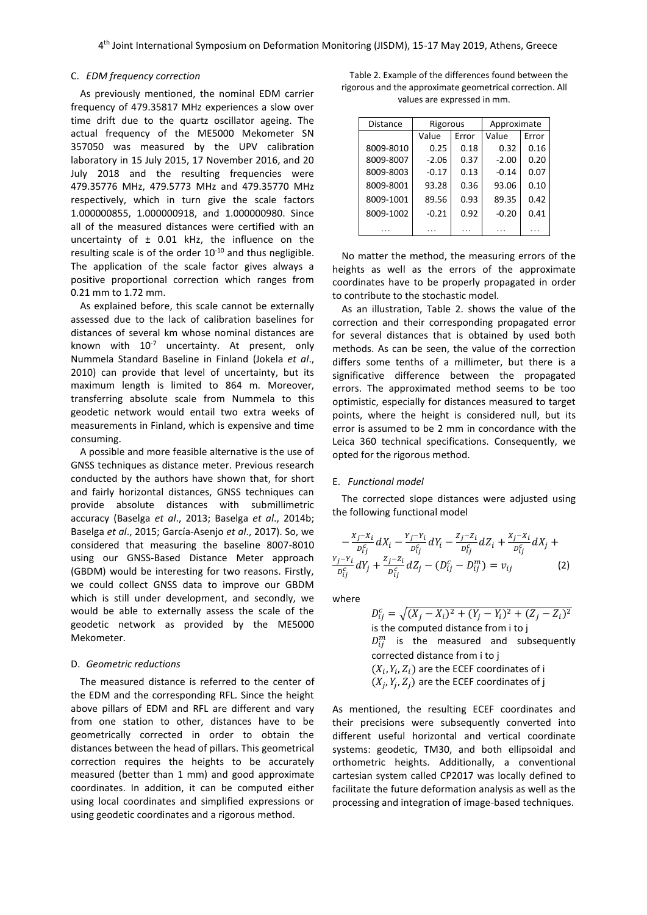### C. *EDM frequency correction*

As previously mentioned, the nominal EDM carrier frequency of 479.35817 MHz experiences a slow over time drift due to the quartz oscillator ageing. The actual frequency of the ME5000 Mekometer SN 357050 was measured by the UPV calibration laboratory in 15 July 2015, 17 November 2016, and 20 July 2018 and the resulting frequencies were 479.35776 MHz, 479.5773 MHz and 479.35770 MHz respectively, which in turn give the scale factors 1.000000855, 1.000000918, and 1.000000980. Since all of the measured distances were certified with an uncertainty of ± 0.01 kHz, the influence on the resulting scale is of the order $10^{-10}$ and thus negligible. The application of the scale factor gives always a positive proportional correction which ranges from 0.21 mm to 1.72 mm.

As explained before, this scale cannot be externally assessed due to the lack of calibration baselines for distances of several km whose nominal distances are known with $10^{-7}$ uncertainty. At present, only Nummela Standard Baseline in Finland (Jokela *et al*., 2010) can provide that level of uncertainty, but its maximum length is limited to 864 m. Moreover, transferring absolute scale from Nummela to this geodetic network would entail two extra weeks of measurements in Finland, which is expensive and time consuming.

A possible and more feasible alternative is the use of GNSS techniques as distance meter. Previous research conducted by the authors have shown that, for short and fairly horizontal distances, GNSS techniques can provide absolute distances with submillimetric accuracy (Baselga *et al*., 2013; Baselga *et al*., 2014b; Baselga *et al*., 2015; García-Asenjo *et al*., 2017). So, we considered that measuring the baseline 8007-8010 using our GNSS-Based Distance Meter approach (GBDM) would be interesting for two reasons. Firstly, we could collect GNSS data to improve our GBDM which is still under development, and secondly, we would be able to externally assess the scale of the geodetic network as provided by the ME5000 Mekometer.

### D. *Geometric reductions*

The measured distance is referred to the center of the EDM and the corresponding RFL. Since the height above pillars of EDM and RFL are different and vary from one station to other, distances have to be geometrically corrected in order to obtain the distances between the head of pillars. This geometrical correction requires the heights to be accurately measured (better than 1 mm) and good approximate coordinates. In addition, it can be computed either using local coordinates and simplified expressions or using geodetic coordinates and a rigorous method.

Table 2. Example of the differences found between the rigorous and the approximate geometrical correction. All values are expressed in mm.

| Distance | Rigorous | | Approximate | |
|---|---|---|---|---|
| | Value | Error | Value | Error |
| 8009-8010 | 0.25 | 0.18 | 0.32 | 0.16 |
| 8009-8007 | -2.06 | 0.37 | -2.00 | 0.20 |
| 8009-8003 | -0.17 | 0.13 | -0.14 | 0.07 |
| 8009-8001 | 93.28 | 0.36 | 93.06 | 0.10 |
| 8009-1001 | 89.56 | 0.93 | 89.35 | 0.42 |
| 8009-1002 | -0.21 | 0.92 | -0.20 | 0.41 |
| … | … | … | … | … |

No matter the method, the measuring errors of the heights as well as the errors of the approximate coordinates have to be properly propagated in order to contribute to the stochastic model.

As an illustration, Table 2. shows the value of the correction and their corresponding propagated error for several distances that is obtained by used both methods. As can be seen, the value of the correction differs some tenths of a millimeter, but there is a significative difference between the propagated errors. The approximated method seems to be too optimistic, especially for distances measured to target points, where the height is considered null, but its error is assumed to be 2 mm in concordance with the Leica 360 technical specifications. Consequently, we opted for the rigorous method.

### E. *Functional model*

The corrected slope distances were adjusted using the following functional model

$$-\frac{X_j-X_i}{D_{ij}^c}dX_i-\frac{Y_j-Y_i}{D_{ij}^c}dY_i-\frac{Z_j-Z_i}{D_{ij}^c}dZ_i+\frac{X_j-X_i}{D_{ij}^c}dX_j+\frac{Y_j-Y_i}{D_{ij}^c}dY_j+\frac{Z_j-Z_i}{D_{ij}^c}dZ_j-(D_{ij}^c-D_{ij}^m)=v_{ij} \quad (2)$$

where

$D_{ij}^c=\sqrt{(X_j-X_i)^2+(Y_j-Y_i)^2+(Z_j-Z_i)^2}$ is the computed distance from i to j

$D_{ij}^m$ is the measured and subsequently corrected distance from i to j

$(X_i, Y_i, Z_i)$ are the ECEF coordinates of i

$(X_j, Y_j, Z_j)$ are the ECEF coordinates of j

As mentioned, the resulting ECEF coordinates and their precisions were subsequently converted into different useful horizontal and vertical coordinate systems: geodetic, TM30, and both ellipsoidal and orthometric heights. Additionally, a conventional cartesian system called CP2017 was locally defined to facilitate the future deformation analysis as well as the processing and integration of image-based techniques.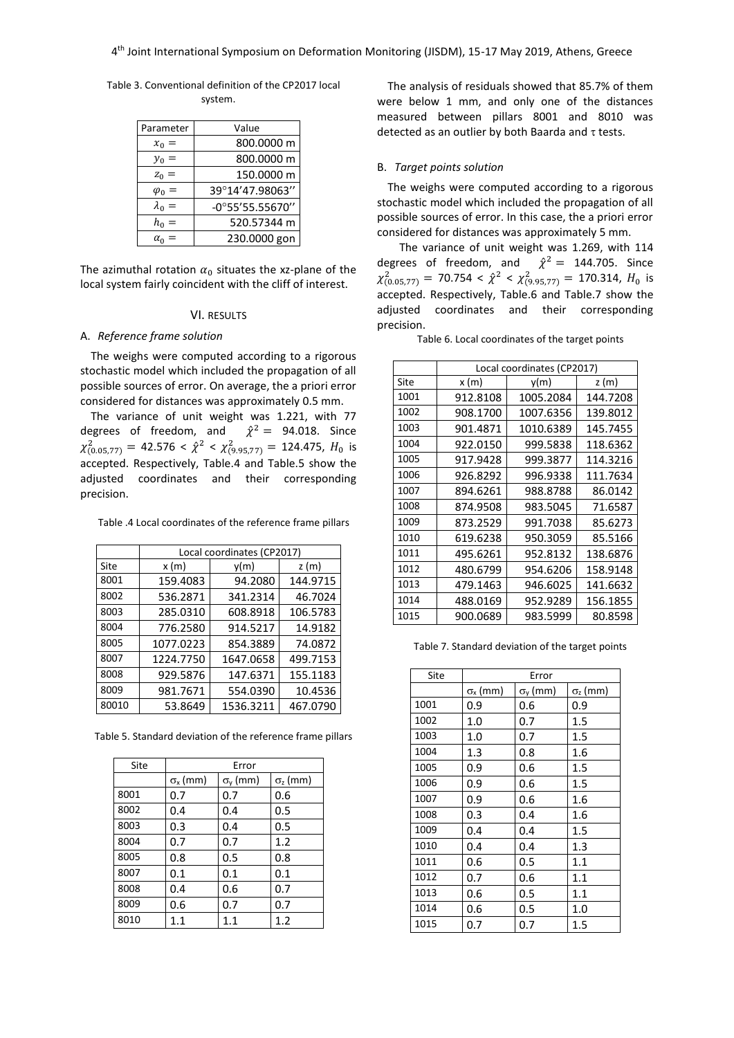Table 3. Conventional definition of the CP2017 local system.

| Parameter | Value |
|---|---|
| $x_0 =$ | 800.0000 m |
| $y_0 =$ | 800.0000 m |
| $z_0 =$ | 150.0000 m |
| $\varphi_0 =$ | 39°14'47.98063'' |
| $\lambda_0 =$ | -0°55'55.55670'' |
| $h_0 =$ | 520.57344 m |
| $\alpha_0 =$ | 230.0000 gon |

The azimuthal rotation $\alpha_0$ situates the xz-plane of the local system fairly coincident with the cliff of interest.

## VI. RESULTS

### A. *Reference frame solution*

The weighs were computed according to a rigorous stochastic model which included the propagation of all possible sources of error. On average, the a priori error considered for distances was approximately 0.5 mm.

The variance of unit weight was 1.221, with 77 degrees of freedom, and $\hat{\chi}^2 =$ 94.018. Since $\chi^2_{(0.05,77)} =$ 42.576 < $\hat{\chi}^2$ < $\chi^2_{(9.95,77)} =$ 124.475, $H_0$ is accepted. Respectively, Table.4 and Table.5 show the adjusted coordinates and their corresponding precision.

Table .4 Local coordinates of the reference frame pillars

| | Local coordinates (CP2017) | | |
|---|---|---|---|
| Site | x (m) | y(m) | z (m) |
| 8001 | 159.4083 | 94.2080 | 144.9715 |
| 8002 | 536.2871 | 341.2314 | 46.7024 |
| 8003 | 285.0310 | 608.8918 | 106.5783 |
| 8004 | 776.2580 | 914.5217 | 14.9182 |
| 8005 | 1077.0223 | 854.3889 | 74.0872 |
| 8007 | 1224.7750 | 1647.0658 | 499.7153 |
| 8008 | 929.5876 | 147.6371 | 155.1183 |
| 8009 | 981.7671 | 554.0390 | 10.4536 |
| 80010 | 53.8649 | 1536.3211 | 467.0790 |

Table 5. Standard deviation of the reference frame pillars

| Site | Error | | |
|---|---|---|---|
| | $\sigma_x$ (mm) | $\sigma_y$ (mm) | $\sigma_z$ (mm) |
| 8001 | 0.7 | 0.7 | 0.6 |
| 8002 | 0.4 | 0.4 | 0.5 |
| 8003 | 0.3 | 0.4 | 0.5 |
| 8004 | 0.7 | 0.7 | 1.2 |
| 8005 | 0.8 | 0.5 | 0.8 |
| 8007 | 0.1 | 0.1 | 0.1 |
| 8008 | 0.4 | 0.6 | 0.7 |
| 8009 | 0.6 | 0.7 | 0.7 |
| 8010 | 1.1 | 1.1 | 1.2 |

The analysis of residuals showed that 85.7% of them were below 1 mm, and only one of the distances measured between pillars 8001 and 8010 was detected as an outlier by both Baarda and τ tests.

### B. *Target points solution*

The weighs were computed according to a rigorous stochastic model which included the propagation of all possible sources of error. In this case, the a priori error considered for distances was approximately 5 mm.

The variance of unit weight was 1.269, with 114 degrees of freedom, and $\hat{\chi}^2 =$ 144.705. Since $\chi^2_{(0.05,77)} =$ 70.754 < $\hat{\chi}^2$ < $\chi^2_{(9.95,77)} =$ 170.314, $H_0$ is accepted. Respectively, Table.6 and Table.7 show the adjusted coordinates and their corresponding precision.

Table 6. Local coordinates of the target points

| | Local coordinates (CP2017) | | |
|---|---|---|---|
| Site | x (m) | y(m) | z (m) |
| 1001 | 912.8108 | 1005.2084 | 144.7208 |
| 1002 | 908.1700 | 1007.6356 | 139.8012 |
| 1003 | 901.4871 | 1010.6389 | 145.7455 |
| 1004 | 922.0150 | 999.5838 | 118.6362 |
| 1005 | 917.9428 | 999.3877 | 114.3216 |
| 1006 | 926.8292 | 996.9338 | 111.7634 |
| 1007 | 894.6261 | 988.8788 | 86.0142 |
| 1008 | 874.9508 | 983.5045 | 71.6587 |
| 1009 | 873.2529 | 991.7038 | 85.6273 |
| 1010 | 619.6238 | 950.3059 | 85.5166 |
| 1011 | 495.6261 | 952.8132 | 138.6876 |
| 1012 | 480.6799 | 954.6206 | 158.9148 |
| 1013 | 479.1463 | 946.6025 | 141.6632 |
| 1014 | 488.0169 | 952.9289 | 156.1855 |
| 1015 | 900.0689 | 983.5999 | 80.8598 |

Table 7. Standard deviation of the target points

| Site | Error | | |
|---|---|---|---|
| | $\sigma_x$ (mm) | $\sigma_y$ (mm) | $\sigma_z$ (mm) |
| 1001 | 0.9 | 0.6 | 0.9 |
| 1002 | 1.0 | 0.7 | 1.5 |
| 1003 | 1.0 | 0.7 | 1.5 |
| 1004 | 1.3 | 0.8 | 1.6 |
| 1005 | 0.9 | 0.6 | 1.5 |
| 1006 | 0.9 | 0.6 | 1.5 |
| 1007 | 0.9 | 0.6 | 1.6 |
| 1008 | 0.3 | 0.4 | 1.6 |
| 1009 | 0.4 | 0.4 | 1.5 |
| 1010 | 0.4 | 0.4 | 1.3 |
| 1011 | 0.6 | 0.5 | 1.1 |
| 1012 | 0.7 | 0.6 | 1.1 |
| 1013 | 0.6 | 0.5 | 1.1 |
| 1014 | 0.6 | 0.5 | 1.0 |
| 1015 | 0.7 | 0.7 | 1.5 |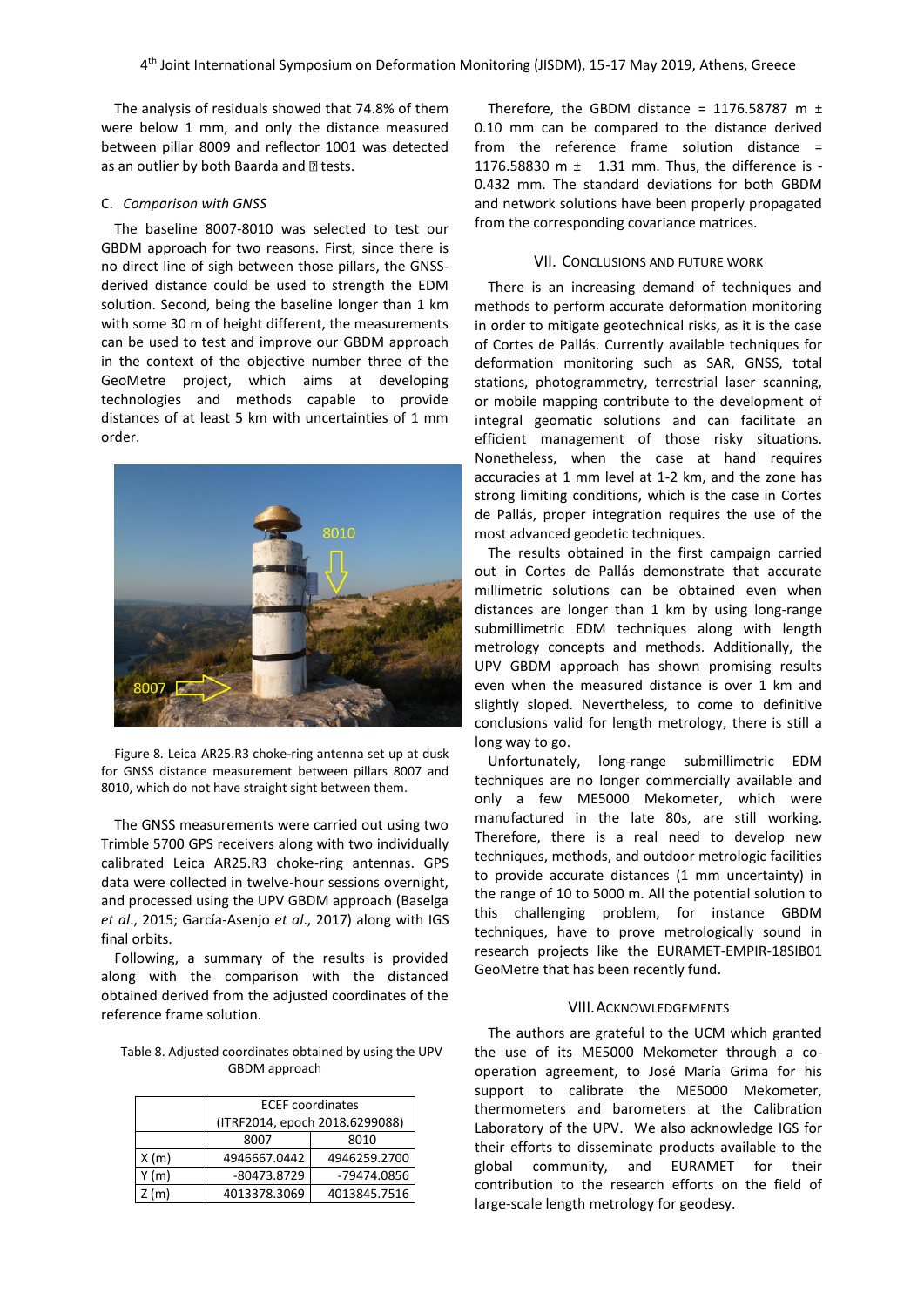The analysis of residuals showed that 74.8% of them were below 1 mm, and only the distance measured between pillar 8009 and reflector 1001 was detected as an outlier by both Baarda and τ tests.

### C. *Comparison with GNSS*

The baseline 8007-8010 was selected to test our GBDM approach for two reasons. First, since there is no direct line of sigh between those pillars, the GNSS-derived distance could be used to strength the EDM solution. Second, being the baseline longer than 1 km with some 30 m of height different, the measurements can be used to test and improve our GBDM approach in the context of the objective number three of the GeoMetre project, which aims at developing technologies and methods capable to provide distances of at least 5 km with uncertainties of 1 mm order.

Figure 8. Leica AR25.R3 choke-ring antenna set up at dusk for GNSS distance measurement between pillars 8007 and 8010, which do not have straight sight between them.

The GNSS measurements were carried out using two Trimble 5700 GPS receivers along with two individually calibrated Leica AR25.R3 choke-ring antennas. GPS data were collected in twelve-hour sessions overnight, and processed using the UPV GBDM approach (Baselga *et al*., 2015; García-Asenjo *et al*., 2017) along with IGS final orbits.

Following, a summary of the results is provided along with the comparison with the distanced obtained derived from the adjusted coordinates of the reference frame solution.

Table 8. Adjusted coordinates obtained by using the UPV GBDM approach

| | ECEF coordinates (ITRF2014, epoch 2018.6299088) | |
|---|---|---|
| | 8007 | 8010 |
| X (m) | 4946667.0442 | 4946259.2700 |
| Y (m) | -80473.8729 | -79474.0856 |
| Z (m) | 4013378.3069 | 4013845.7516 |

Therefore, the GBDM distance = 1176.58787 m ± 0.10 mm can be compared to the distance derived from the reference frame solution distance = 1176.58830 m ± 1.31 mm. Thus, the difference is -0.432 mm. The standard deviations for both GBDM and network solutions have been properly propagated from the corresponding covariance matrices.

## VII. Conclusions and Future Work

There is an increasing demand of techniques and methods to perform accurate deformation monitoring in order to mitigate geotechnical risks, as it is the case of Cortes de Pallás. Currently available techniques for deformation monitoring such as SAR, GNSS, total stations, photogrammetry, terrestrial laser scanning, or mobile mapping contribute to the development of integral geomatic solutions and can facilitate an efficient management of those risky situations. Nonetheless, when the case at hand requires accuracies at 1 mm level at 1-2 km, and the zone has strong limiting conditions, which is the case in Cortes de Pallás, proper integration requires the use of the most advanced geodetic techniques.

The results obtained in the first campaign carried out in Cortes de Pallás demonstrate that accurate millimetric solutions can be obtained even when distances are longer than 1 km by using long-range submillimetric EDM techniques along with length metrology concepts and methods. Additionally, the UPV GBDM approach has shown promising results even when the measured distance is over 1 km and slightly sloped. Nevertheless, to come to definitive conclusions valid for length metrology, there is still a long way to go.

Unfortunately, long-range submillimetric EDM techniques are no longer commercially available and only a few ME5000 Mekometer, which were manufactured in the late 80s, are still working. Therefore, there is a real need to develop new techniques, methods, and outdoor metrologic facilities to provide accurate distances (1 mm uncertainty) in the range of 10 to 5000 m. All the potential solution to this challenging problem, for instance GBDM techniques, have to prove metrologically sound in research projects like the EURAMET-EMPIR-18SIB01 GeoMetre that has been recently fund.

## VIII. Acknowledgements

The authors are grateful to the UCM which granted the use of its ME5000 Mekometer through a co-operation agreement, to José María Grima for his support to calibrate the ME5000 Mekometer, thermometers and barometers at the Calibration Laboratory of the UPV. We also acknowledge IGS for their efforts to disseminate products available to the global community, and EURAMET for their contribution to the research efforts on the field of large-scale length metrology for geodesy.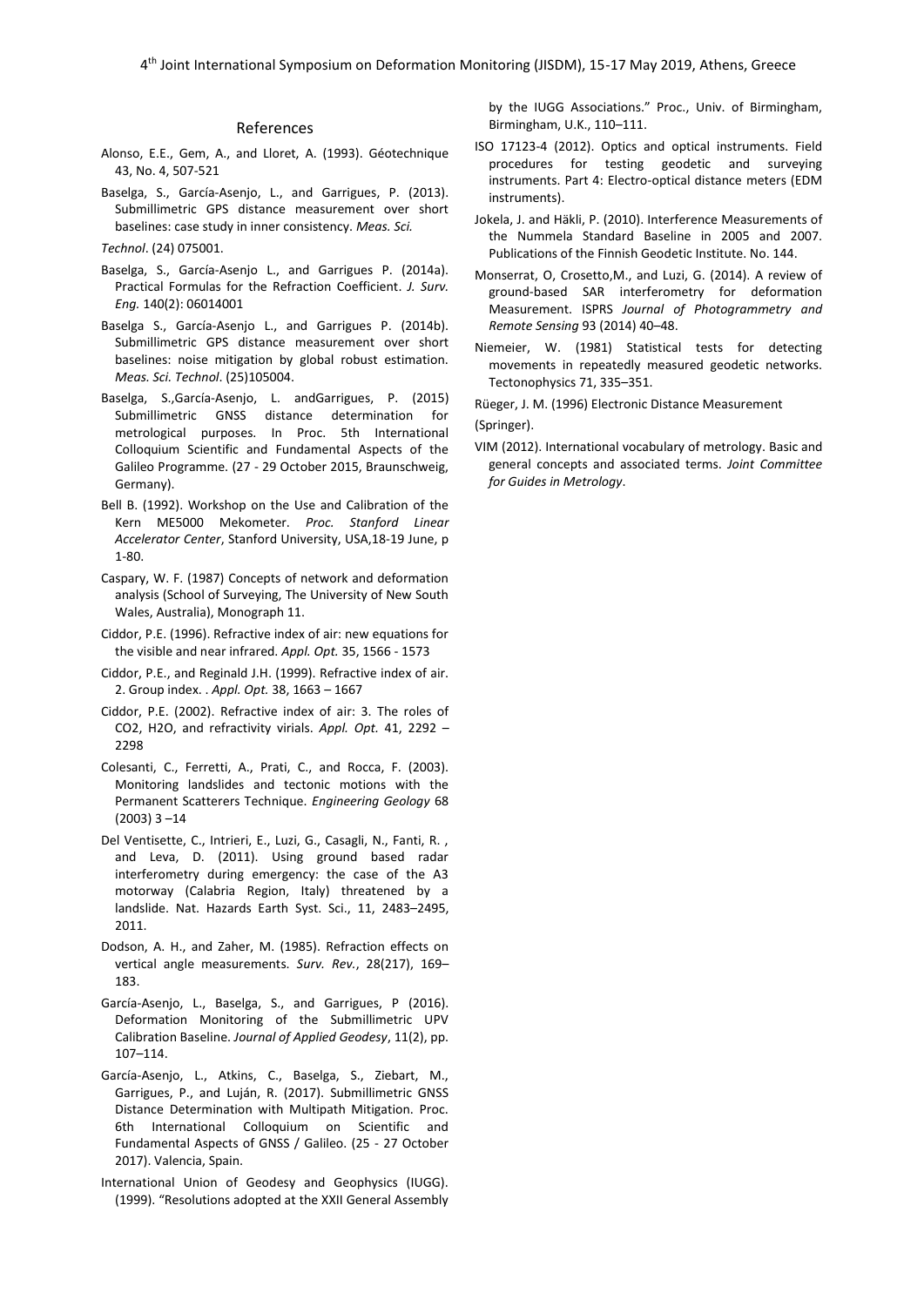## References

Alonso, E.E., Gem, A., and Lloret, A. (1993). Géotechnique 43, No. 4, 507-521

Baselga, S., García-Asenjo, L., and Garrigues, P. (2013). Submillimetric GPS distance measurement over short baselines: case study in inner consistency. *Meas. Sci. Technol*. (24) 075001.

Baselga, S., García-Asenjo L., and Garrigues P. (2014a). Practical Formulas for the Refraction Coefficient. *J. Surv. Eng.* 140(2): 06014001

Baselga S., García-Asenjo L., and Garrigues P. (2014b). Submillimetric GPS distance measurement over short baselines: noise mitigation by global robust estimation. *Meas. Sci. Technol*. (25)105004.

Baselga, S.,García-Asenjo, L. andGarrigues, P. (2015) Submillimetric GNSS distance determination for metrological purposes. In Proc. 5th International Colloquium Scientific and Fundamental Aspects of the Galileo Programme. (27 - 29 October 2015, Braunschweig, Germany).

Bell B. (1992). Workshop on the Use and Calibration of the Kern ME5000 Mekometer. *Proc. Stanford Linear Accelerator Center*, Stanford University, USA,18-19 June, p 1-80.

Caspary, W. F. (1987) Concepts of network and deformation analysis (School of Surveying, The University of New South Wales, Australia), Monograph 11.

Ciddor, P.E. (1996). Refractive index of air: new equations for the visible and near infrared. *Appl. Opt.* 35, 1566 - 1573

Ciddor, P.E., and Reginald J.H. (1999). Refractive index of air. 2. Group index. . *Appl. Opt.* 38, 1663 – 1667

Ciddor, P.E. (2002). Refractive index of air: 3. The roles of CO2, H2O, and refractivity virials. *Appl. Opt.* 41, 2292 – 2298

Colesanti, C., Ferretti, A., Prati, C., and Rocca, F. (2003). Monitoring landslides and tectonic motions with the Permanent Scatterers Technique. *Engineering Geology* 68 (2003) 3 –14

Del Ventisette, C., Intrieri, E., Luzi, G., Casagli, N., Fanti, R. , and Leva, D. (2011). Using ground based radar interferometry during emergency: the case of the A3 motorway (Calabria Region, Italy) threatened by a landslide. Nat. Hazards Earth Syst. Sci., 11, 2483–2495, 2011.

Dodson, A. H., and Zaher, M. (1985). Refraction effects on vertical angle measurements. *Surv. Rev.*, 28(217), 169–183.

García-Asenjo, L., Baselga, S., and Garrigues, P (2016). Deformation Monitoring of the Submillimetric UPV Calibration Baseline. *Journal of Applied Geodesy*, 11(2), pp. 107–114.

García-Asenjo, L., Atkins, C., Baselga, S., Ziebart, M., Garrigues, P., and Luján, R. (2017). Submillimetric GNSS Distance Determination with Multipath Mitigation. Proc. 6th International Colloquium on Scientific and Fundamental Aspects of GNSS / Galileo. (25 - 27 October 2017). Valencia, Spain.

International Union of Geodesy and Geophysics (IUGG). (1999). "Resolutions adopted at the XXII General Assembly by the IUGG Associations." Proc., Univ. of Birmingham, Birmingham, U.K., 110–111.

ISO 17123-4 (2012). Optics and optical instruments. Field procedures for testing geodetic and surveying instruments. Part 4: Electro-optical distance meters (EDM instruments).

Jokela, J. and Häkli, P. (2010). Interference Measurements of the Nummela Standard Baseline in 2005 and 2007. Publications of the Finnish Geodetic Institute. No. 144.

Monserrat, O, Crosetto,M., and Luzi, G. (2014). A review of ground-based SAR interferometry for deformation Measurement. ISPRS *Journal of Photogrammetry and Remote Sensing* 93 (2014) 40–48.

Niemeier, W. (1981) Statistical tests for detecting movements in repeatedly measured geodetic networks. Tectonophysics 71, 335–351.

Rüeger, J. M. (1996) Electronic Distance Measurement (Springer).

VIM (2012). International vocabulary of metrology. Basic and general concepts and associated terms. *Joint Committee for Guides in Metrology*.